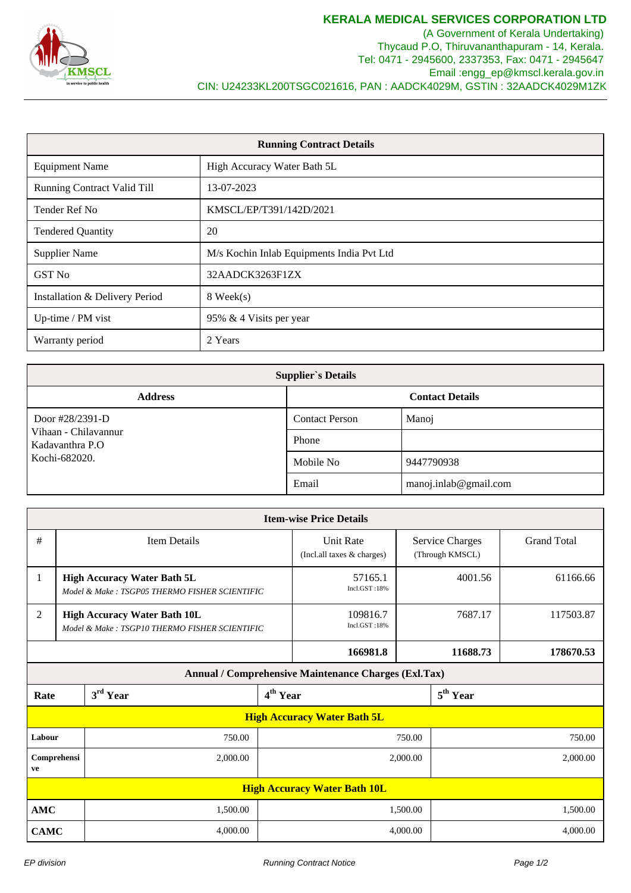# KERALA MEDICAL SERVICES CORPORATION LTD

(A Government of Kerala Undertaking)
Thycaud P.O, Thiruvananthapuram - 14, Kerala.
Tel: 0471 - 2945600, 2337353, Fax: 0471 - 2945647
Email :engg_ep@kmscl.kerala.gov.in
CIN: U24233KL200TSGC021616, PAN : AADCK4029M, GSTIN : 32AADCK4029M1ZK

| Running Contract Details | |
|---|---|
| Equipment Name | High Accuracy Water Bath 5L |
| Running Contract Valid Till | 13-07-2023 |
| Tender Ref No | KMSCL/EP/T391/142D/2021 |
| Tendered Quantity | 20 |
| Supplier Name | M/s Kochin Inlab Equipments India Pvt Ltd |
| GST No | 32AADCK3263F1ZX |
| Installation & Delivery Period | 8 Week(s) |
| Up-time / PM vist | 95% & 4 Visits per year |
| Warranty period | 2 Years |

**Supplier`s Details**

| Address | Contact Details | |
|---|---|---|
| Door #28/2391-D<br>Vihaan - Chilavannur<br>Kadavanthra P.O<br>Kochi-682020. | Contact Person | Manoj |
| | Phone | |
| | Mobile No | 9447790938 |
| | Email | manoj.inlab@gmail.com |

**Item-wise Price Details**

| # | Item Details | Unit Rate (Incl.all taxes & charges) | Service Charges (Through KMSCL) | Grand Total |
|---|---|---|---|---|
| 1 | **High Accuracy Water Bath 5L**<br>*Model & Make : TSGP05 THERMO FISHER SCIENTIFIC* | 57165.1<br>Incl.GST :18% | 4001.56 | 61166.66 |
| 2 | **High Accuracy Water Bath 10L**<br>*Model & Make : TSGP10 THERMO FISHER SCIENTIFIC* | 109816.7<br>Incl.GST :18% | 7687.17 | 117503.87 |
| | | **166981.8** | **11688.73** | **178670.53** |

**Annual / Comprehensive Maintenance Charges (Exl.Tax)**

| Rate | 3rd Year | 4th Year | 5th Year |
|---|---|---|---|
| **High Accuracy Water Bath 5L** | | | |
| **Labour** | 750.00 | 750.00 | 750.00 |
| **Comprehensive** | 2,000.00 | 2,000.00 | 2,000.00 |
| **High Accuracy Water Bath 10L** | | | |
| **AMC** | 1,500.00 | 1,500.00 | 1,500.00 |
| **CAMC** | 4,000.00 | 4,000.00 | 4,000.00 |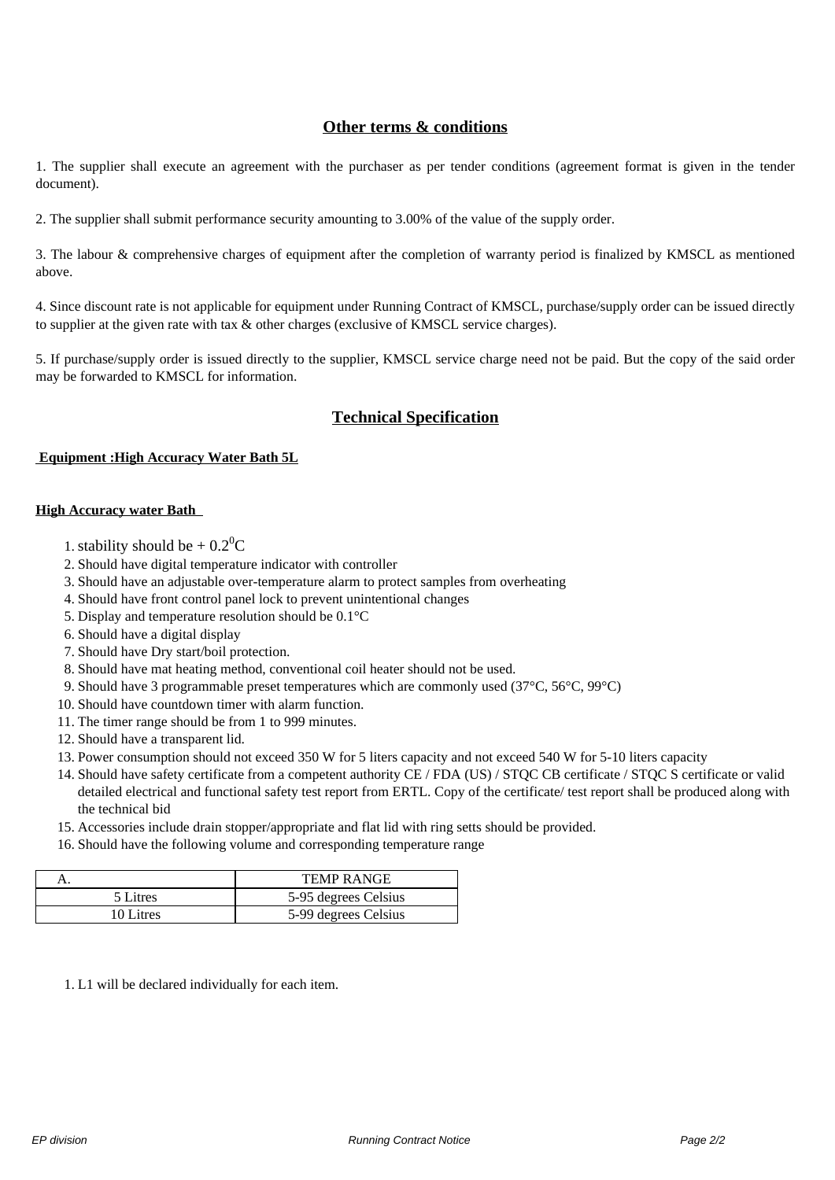## Other terms & conditions

1. The supplier shall execute an agreement with the purchaser as per tender conditions (agreement format is given in the tender document).

2. The supplier shall submit performance security amounting to 3.00% of the value of the supply order.

3. The labour & comprehensive charges of equipment after the completion of warranty period is finalized by KMSCL as mentioned above.

4. Since discount rate is not applicable for equipment under Running Contract of KMSCL, purchase/supply order can be issued directly to supplier at the given rate with tax & other charges (exclusive of KMSCL service charges).

5. If purchase/supply order is issued directly to the supplier, KMSCL service charge need not be paid. But the copy of the said order may be forwarded to KMSCL for information.

## Technical Specification

**Equipment :High Accuracy Water Bath 5L**

**High Accuracy water Bath**

1. stability should be + $0.2^0$C
2. Should have digital temperature indicator with controller
3. Should have an adjustable over-temperature alarm to protect samples from overheating
4. Should have front control panel lock to prevent unintentional changes
5. Display and temperature resolution should be 0.1°C
6. Should have a digital display
7. Should have Dry start/boil protection.
8. Should have mat heating method, conventional coil heater should not be used.
9. Should have 3 programmable preset temperatures which are commonly used (37°C, 56°C, 99°C)
10. Should have countdown timer with alarm function.
11. The timer range should be from 1 to 999 minutes.
12. Should have a transparent lid.
13. Power consumption should not exceed 350 W for 5 liters capacity and not exceed 540 W for 5-10 liters capacity
14. Should have safety certificate from a competent authority CE / FDA (US) / STQC CB certificate / STQC S certificate or valid detailed electrical and functional safety test report from ERTL. Copy of the certificate/ test report shall be produced along with the technical bid
15. Accessories include drain stopper/appropriate and flat lid with ring setts should be provided.
16. Should have the following volume and corresponding temperature range

| A. | TEMP RANGE |
|---|---|
| 5 Litres | 5-95 degrees Celsius |
| 10 Litres | 5-99 degrees Celsius |

1. L1 will be declared individually for each item.